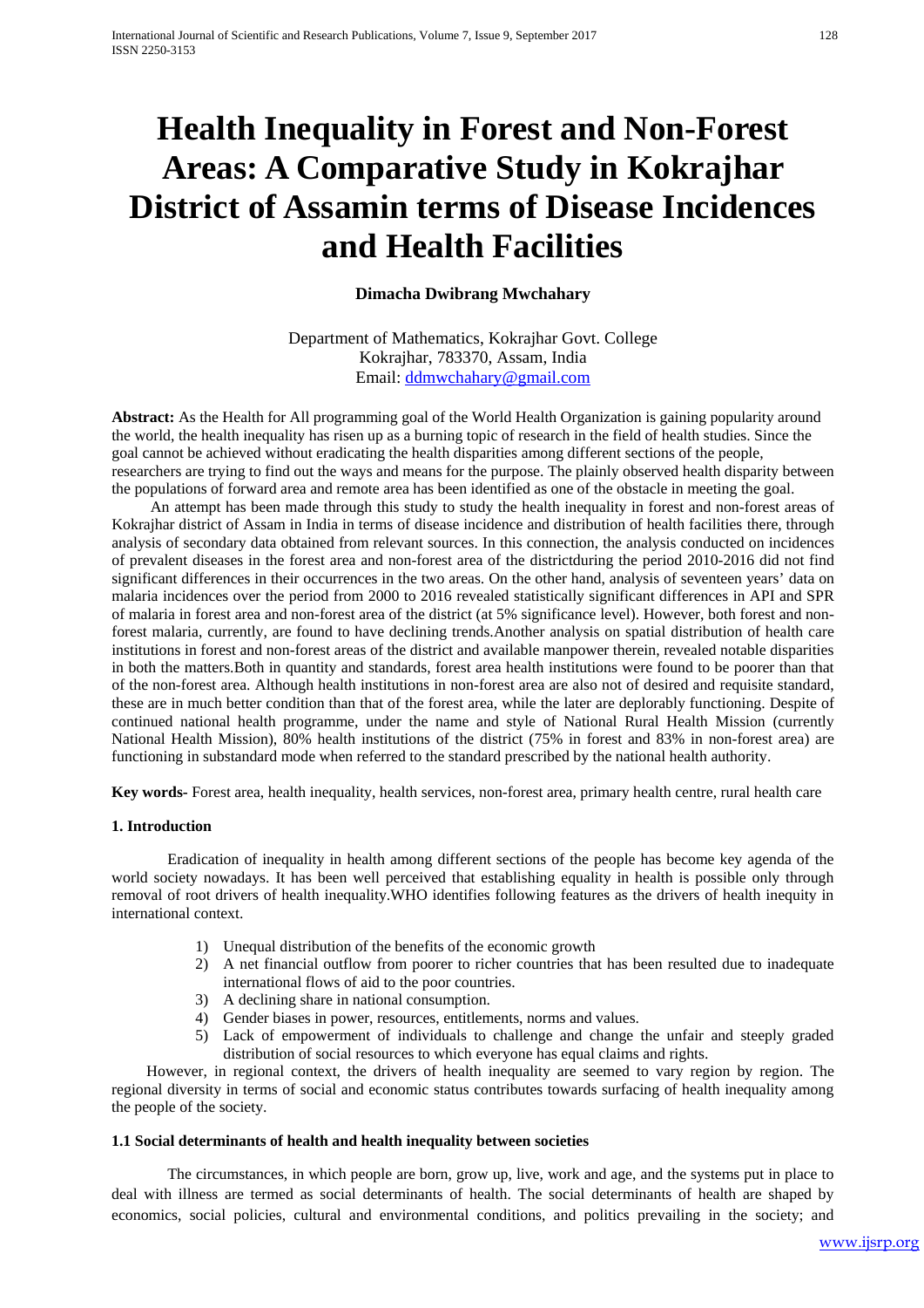# Health Inequality in Forest and Non-Forest Areas: A Comparative Study in Kokrajhar District of Assamin terms of Disease Incidences and Health Facilities

**Dimacha Dwibrang Mwchahary**

Department of Mathematics, Kokrajhar Govt. College
Kokrajhar, 783370, Assam, India
Email: ddmwchahary@gmail.com

**Abstract:** As the Health for All programming goal of the World Health Organization is gaining popularity around the world, the health inequality has risen up as a burning topic of research in the field of health studies. Since the goal cannot be achieved without eradicating the health disparities among different sections of the people, researchers are trying to find out the ways and means for the purpose. The plainly observed health disparity between the populations of forward area and remote area has been identified as one of the obstacle in meeting the goal.

An attempt has been made through this study to study the health inequality in forest and non-forest areas of Kokrajhar district of Assam in India in terms of disease incidence and distribution of health facilities there, through analysis of secondary data obtained from relevant sources. In this connection, the analysis conducted on incidences of prevalent diseases in the forest area and non-forest area of the districtduring the period 2010-2016 did not find significant differences in their occurrences in the two areas. On the other hand, analysis of seventeen years' data on malaria incidences over the period from 2000 to 2016 revealed statistically significant differences in API and SPR of malaria in forest area and non-forest area of the district (at 5% significance level). However, both forest and non-forest malaria, currently, are found to have declining trends.Another analysis on spatial distribution of health care institutions in forest and non-forest areas of the district and available manpower therein, revealed notable disparities in both the matters.Both in quantity and standards, forest area health institutions were found to be poorer than that of the non-forest area. Although health institutions in non-forest area are also not of desired and requisite standard, these are in much better condition than that of the forest area, while the later are deplorably functioning. Despite of continued national health programme, under the name and style of National Rural Health Mission (currently National Health Mission), 80% health institutions of the district (75% in forest and 83% in non-forest area) are functioning in substandard mode when referred to the standard prescribed by the national health authority.

**Key words-** Forest area, health inequality, health services, non-forest area, primary health centre, rural health care

### 1. Introduction

Eradication of inequality in health among different sections of the people has become key agenda of the world society nowadays. It has been well perceived that establishing equality in health is possible only through removal of root drivers of health inequality.WHO identifies following features as the drivers of health inequity in international context.

1) Unequal distribution of the benefits of the economic growth
2) A net financial outflow from poorer to richer countries that has been resulted due to inadequate international flows of aid to the poor countries.
3) A declining share in national consumption.
4) Gender biases in power, resources, entitlements, norms and values.
5) Lack of empowerment of individuals to challenge and change the unfair and steeply graded distribution of social resources to which everyone has equal claims and rights.

However, in regional context, the drivers of health inequality are seemed to vary region by region. The regional diversity in terms of social and economic status contributes towards surfacing of health inequality among the people of the society.

#### 1.1 Social determinants of health and health inequality between societies

The circumstances, in which people are born, grow up, live, work and age, and the systems put in place to deal with illness are termed as social determinants of health. The social determinants of health are shaped by economics, social policies, cultural and environmental conditions, and politics prevailing in the society; and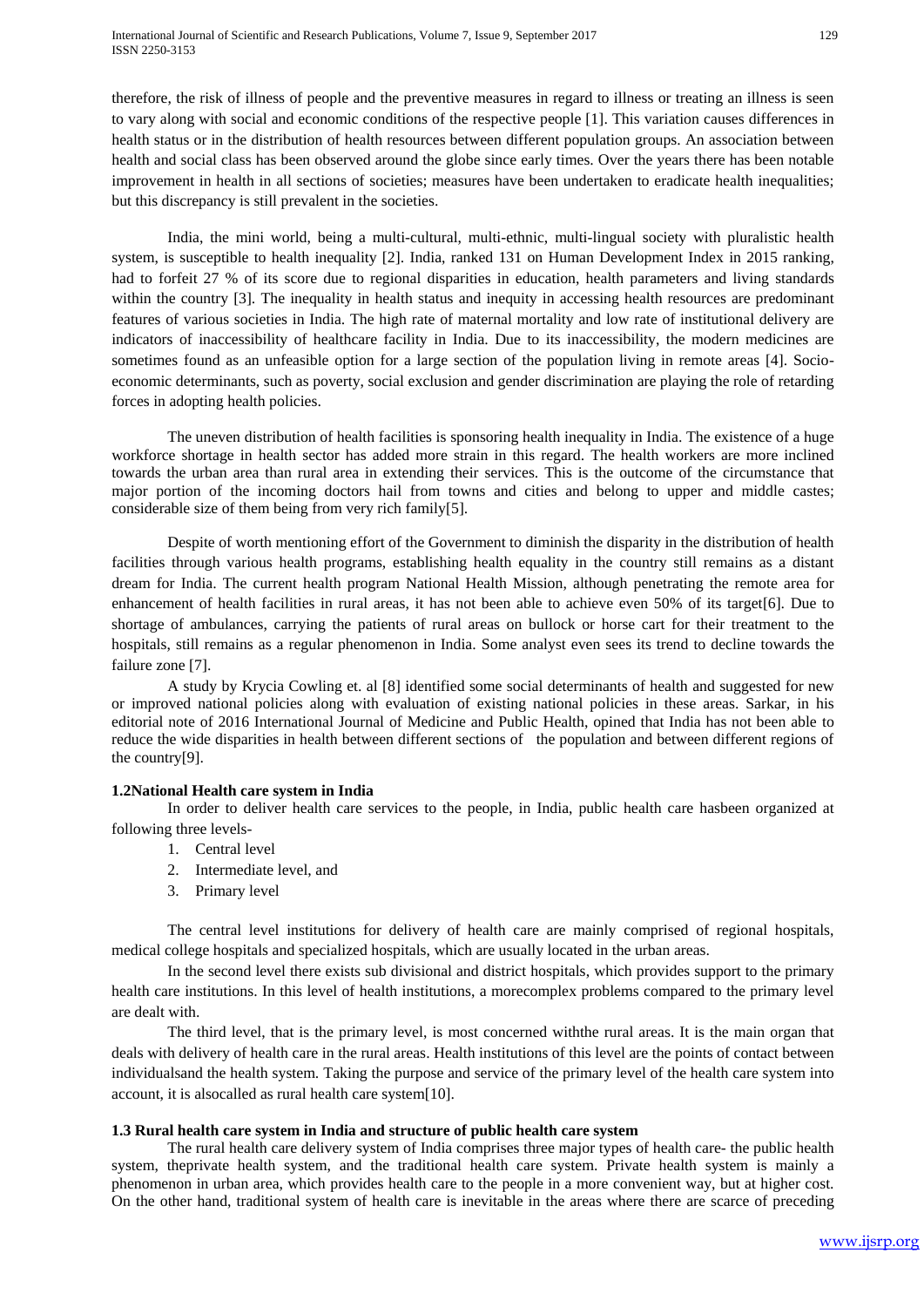therefore, the risk of illness of people and the preventive measures in regard to illness or treating an illness is seen to vary along with social and economic conditions of the respective people [1]. This variation causes differences in health status or in the distribution of health resources between different population groups. An association between health and social class has been observed around the globe since early times. Over the years there has been notable improvement in health in all sections of societies; measures have been undertaken to eradicate health inequalities; but this discrepancy is still prevalent in the societies.

India, the mini world, being a multi-cultural, multi-ethnic, multi-lingual society with pluralistic health system, is susceptible to health inequality [2]. India, ranked 131 on Human Development Index in 2015 ranking, had to forfeit 27 % of its score due to regional disparities in education, health parameters and living standards within the country [3]. The inequality in health status and inequity in accessing health resources are predominant features of various societies in India. The high rate of maternal mortality and low rate of institutional delivery are indicators of inaccessibility of healthcare facility in India. Due to its inaccessibility, the modern medicines are sometimes found as an unfeasible option for a large section of the population living in remote areas [4]. Socio-economic determinants, such as poverty, social exclusion and gender discrimination are playing the role of retarding forces in adopting health policies.

The uneven distribution of health facilities is sponsoring health inequality in India. The existence of a huge workforce shortage in health sector has added more strain in this regard. The health workers are more inclined towards the urban area than rural area in extending their services. This is the outcome of the circumstance that major portion of the incoming doctors hail from towns and cities and belong to upper and middle castes; considerable size of them being from very rich family[5].

Despite of worth mentioning effort of the Government to diminish the disparity in the distribution of health facilities through various health programs, establishing health equality in the country still remains as a distant dream for India. The current health program National Health Mission, although penetrating the remote area for enhancement of health facilities in rural areas, it has not been able to achieve even 50% of its target[6]. Due to shortage of ambulances, carrying the patients of rural areas on bullock or horse cart for their treatment to the hospitals, still remains as a regular phenomenon in India. Some analyst even sees its trend to decline towards the failure zone [7].

A study by Krycia Cowling et. al [8] identified some social determinants of health and suggested for new or improved national policies along with evaluation of existing national policies in these areas. Sarkar, in his editorial note of 2016 International Journal of Medicine and Public Health, opined that India has not been able to reduce the wide disparities in health between different sections of the population and between different regions of the country[9].

### 1.2National Health care system in India

In order to deliver health care services to the people, in India, public health care hasbeen organized at following three levels-

1. Central level
2. Intermediate level, and
3. Primary level

The central level institutions for delivery of health care are mainly comprised of regional hospitals, medical college hospitals and specialized hospitals, which are usually located in the urban areas.

In the second level there exists sub divisional and district hospitals, which provides support to the primary health care institutions. In this level of health institutions, a morecomplex problems compared to the primary level are dealt with.

The third level, that is the primary level, is most concerned withthe rural areas. It is the main organ that deals with delivery of health care in the rural areas. Health institutions of this level are the points of contact between individualsand the health system. Taking the purpose and service of the primary level of the health care system into account, it is alsocalled as rural health care system[10].

### 1.3 Rural health care system in India and structure of public health care system

The rural health care delivery system of India comprises three major types of health care- the public health system, theprivate health system, and the traditional health care system. Private health system is mainly a phenomenon in urban area, which provides health care to the people in a more convenient way, but at higher cost. On the other hand, traditional system of health care is inevitable in the areas where there are scarce of preceding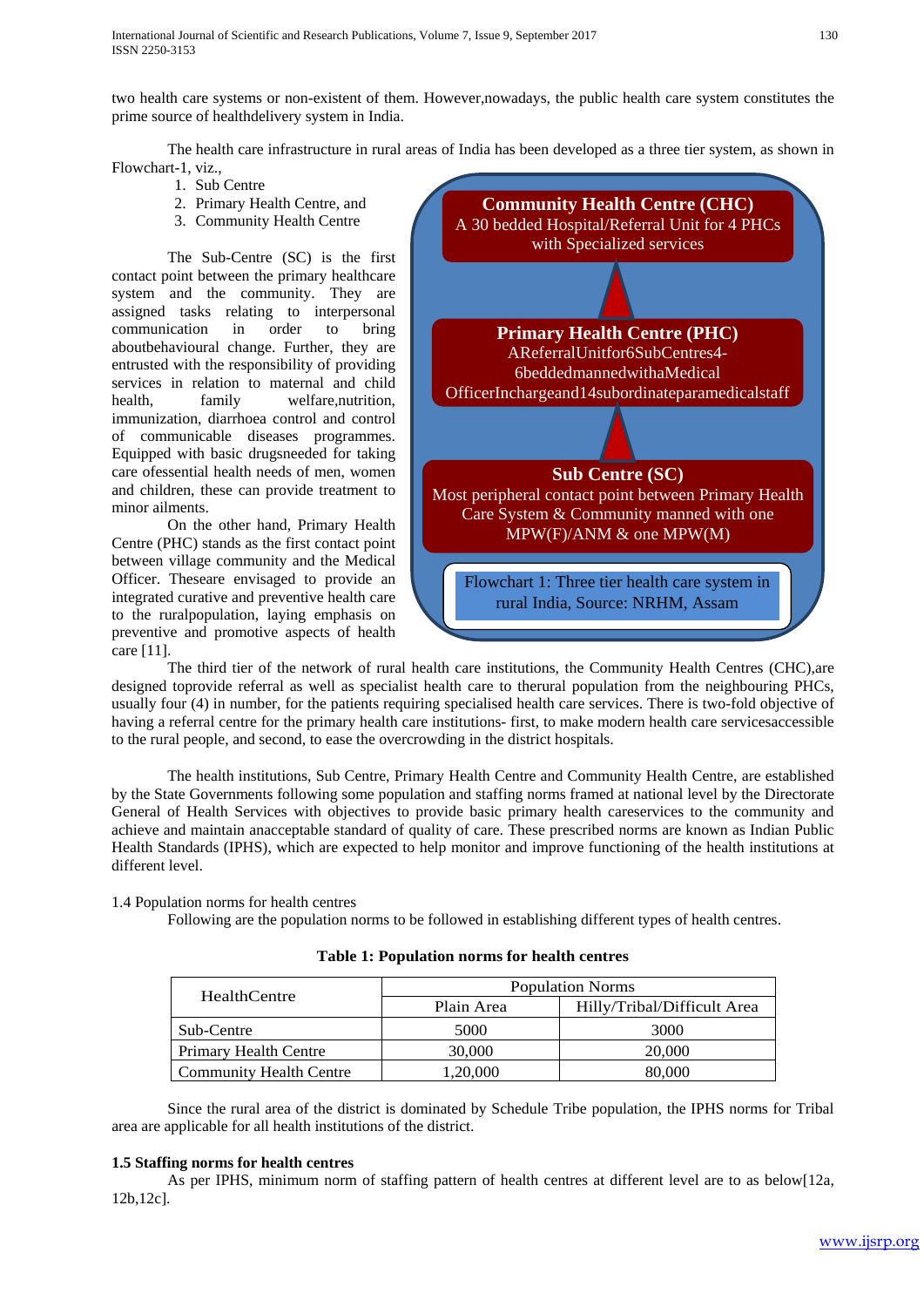two health care systems or non-existent of them. However,nowadays, the public health care system constitutes the prime source of healthdelivery system in India.

The health care infrastructure in rural areas of India has been developed as a three tier system, as shown in Flowchart-1, viz.,

1. Sub Centre
2. Primary Health Centre, and
3. Community Health Centre

The Sub-Centre (SC) is the first contact point between the primary healthcare system and the community. They are assigned tasks relating to interpersonal communication in order to bring aboutbehavioural change. Further, they are entrusted with the responsibility of providing services in relation to maternal and child health, family welfare,nutrition, immunization, diarrhoea control and control of communicable diseases programmes. Equipped with basic drugsneeded for taking care ofessential health needs of men, women and children, these can provide treatment to minor ailments.

On the other hand, Primary Health Centre (PHC) stands as the first contact point between village community and the Medical Officer. Theseare envisaged to provide an integrated curative and preventive health care to the ruralpopulation, laying emphasis on preventive and promotive aspects of health care [11].

**Community Health Centre (CHC)**
A 30 bedded Hospital/Referral Unit for 4 PHCs with Specialized services

**Primary Health Centre (PHC)**
AReferralUnitfor6SubCentres4-6beddedmannedwithaMedical OfficerInchargeand14subordinateparamedicalstaff

**Sub Centre (SC)**
Most peripheral contact point between Primary Health Care System & Community manned with one MPW(F)/ANM & one MPW(M)

Flowchart 1: Three tier health care system in rural India, Source: NRHM, Assam

The third tier of the network of rural health care institutions, the Community Health Centres (CHC),are designed toprovide referral as well as specialist health care to therural population from the neighbouring PHCs, usually four (4) in number, for the patients requiring specialised health care services. There is two-fold objective of having a referral centre for the primary health care institutions- first, to make modern health care servicesaccessible to the rural people, and second, to ease the overcrowding in the district hospitals.

The health institutions, Sub Centre, Primary Health Centre and Community Health Centre, are established by the State Governments following some population and staffing norms framed at national level by the Directorate General of Health Services with objectives to provide basic primary health careservices to the community and achieve and maintain anacceptable standard of quality of care. These prescribed norms are known as Indian Public Health Standards (IPHS), which are expected to help monitor and improve functioning of the health institutions at different level.

1.4 Population norms for health centres

Following are the population norms to be followed in establishing different types of health centres.

**Table 1: Population norms for health centres**

| HealthCentre | Population Norms | |
|---|---|---|
| | Plain Area | Hilly/Tribal/Difficult Area |
| Sub-Centre | 5000 | 3000 |
| Primary Health Centre | 30,000 | 20,000 |
| Community Health Centre | 1,20,000 | 80,000 |

Since the rural area of the district is dominated by Schedule Tribe population, the IPHS norms for Tribal area are applicable for all health institutions of the district.

**1.5 Staffing norms for health centres**

As per IPHS, minimum norm of staffing pattern of health centres at different level are to as below[12a, 12b,12c].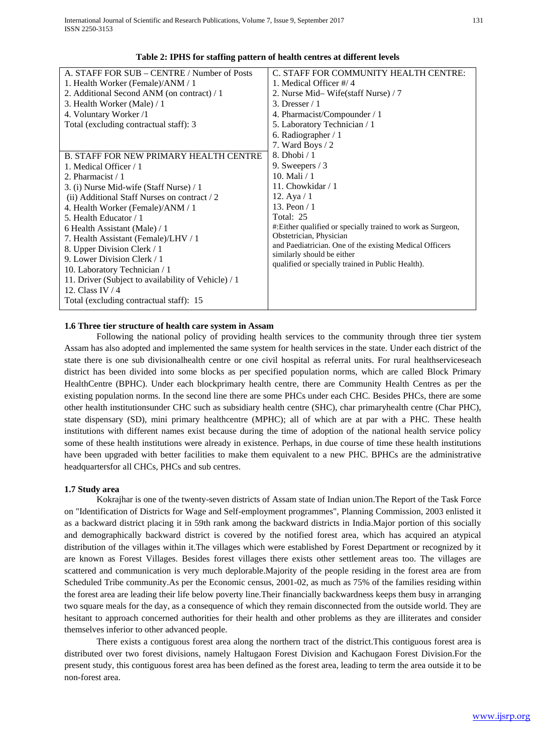**Table 2: IPHS for staffing pattern of health centres at different levels**

| | |
|---|---|
| A. STAFF FOR SUB – CENTRE / Number of Posts<br>1. Health Worker (Female)/ANM / 1<br>2. Additional Second ANM (on contract) / 1<br>3. Health Worker (Male) / 1<br>4. Voluntary Worker /1<br>Total (excluding contractual staff): 3 | C. STAFF FOR COMMUNITY HEALTH CENTRE:<br>1. Medical Officer #/ 4<br>2. Nurse Mid– Wife(staff Nurse) / 7<br>3. Dresser / 1<br>4. Pharmacist/Compounder / 1<br>5. Laboratory Technician / 1<br>6. Radiographer / 1<br>7. Ward Boys / 2<br>8. Dhobi / 1<br>9. Sweepers / 3<br>10. Mali / 1<br>11. Chowkidar / 1<br>12. Aya / 1<br>13. Peon / 1<br>Total: 25<br>#:Either qualified or specially trained to work as Surgeon, Obstetrician, Physician and Paediatrician. One of the existing Medical Officers similarly should be either qualified or specially trained in Public Health). |
| B. STAFF FOR NEW PRIMARY HEALTH CENTRE<br>1. Medical Officer / 1<br>2. Pharmacist / 1<br>3. (i) Nurse Mid-wife (Staff Nurse) / 1<br>(ii) Additional Staff Nurses on contract / 2<br>4. Health Worker (Female)/ANM / 1<br>5. Health Educator / 1<br>6 Health Assistant (Male) / 1<br>7. Health Assistant (Female)/LHV / 1<br>8. Upper Division Clerk / 1<br>9. Lower Division Clerk / 1<br>10. Laboratory Technician / 1<br>11. Driver (Subject to availability of Vehicle) / 1<br>12. Class IV / 4<br>Total (excluding contractual staff): 15 | |

**1.6 Three tier structure of health care system in Assam**

Following the national policy of providing health services to the community through three tier system Assam has also adopted and implemented the same system for health services in the state. Under each district of the state there is one sub divisionalhealth centre or one civil hospital as referral units. For rural healthserviceseach district has been divided into some blocks as per specified population norms, which are called Block Primary HealthCentre (BPHC). Under each blockprimary health centre, there are Community Health Centres as per the existing population norms. In the second line there are some PHCs under each CHC. Besides PHCs, there are some other health institutionsunder CHC such as subsidiary health centre (SHC), char primaryhealth centre (Char PHC), state dispensary (SD), mini primary healthcentre (MPHC); all of which are at par with a PHC. These health institutions with different names exist because during the time of adoption of the national health service policy some of these health institutions were already in existence. Perhaps, in due course of time these health institutions have been upgraded with better facilities to make them equivalent to a new PHC. BPHCs are the administrative headquartersfor all CHCs, PHCs and sub centres.

**1.7 Study area**

Kokrajhar is one of the twenty-seven districts of Assam state of Indian union.The Report of the Task Force on "Identification of Districts for Wage and Self-employment programmes", Planning Commission, 2003 enlisted it as a backward district placing it in 59th rank among the backward districts in India.Major portion of this socially and demographically backward district is covered by the notified forest area, which has acquired an atypical distribution of the villages within it.The villages which were established by Forest Department or recognized by it are known as Forest Villages. Besides forest villages there exists other settlement areas too. The villages are scattered and communication is very much deplorable.Majority of the people residing in the forest area are from Scheduled Tribe community.As per the Economic census, 2001-02, as much as 75% of the families residing within the forest area are leading their life below poverty line.Their financially backwardness keeps them busy in arranging two square meals for the day, as a consequence of which they remain disconnected from the outside world. They are hesitant to approach concerned authorities for their health and other problems as they are illiterates and consider themselves inferior to other advanced people.

There exists a contiguous forest area along the northern tract of the district.This contiguous forest area is distributed over two forest divisions, namely Haltugaon Forest Division and Kachugaon Forest Division.For the present study, this contiguous forest area has been defined as the forest area, leading to term the area outside it to be non-forest area.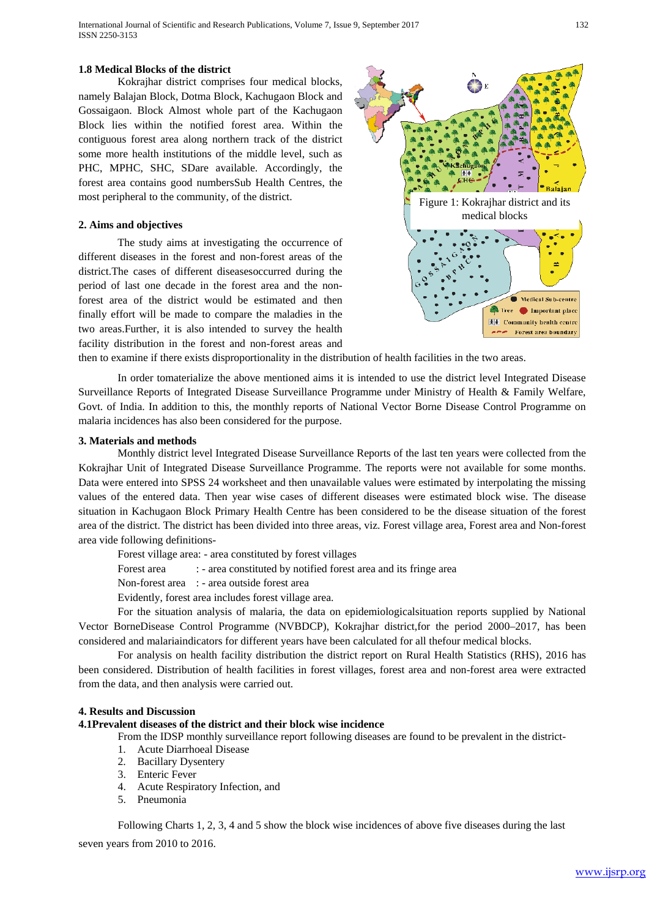### 1.8 Medical Blocks of the district

Kokrajhar district comprises four medical blocks, namely Balajan Block, Dotma Block, Kachugaon Block and Gossaigaon. Block Almost whole part of the Kachugaon Block lies within the notified forest area. Within the contiguous forest area along northern track of the district some more health institutions of the middle level, such as PHC, MPHC, SHC, SDare available. Accordingly, the forest area contains good numbersSub Health Centres, the most peripheral to the community, of the district.

Figure 1: Kokrajhar district and its medical blocks

## 2. Aims and objectives

The study aims at investigating the occurrence of different diseases in the forest and non-forest areas of the district.The cases of different diseasesoccurred during the period of last one decade in the forest area and the non-forest area of the district would be estimated and then finally effort will be made to compare the maladies in the two areas.Further, it is also intended to survey the health facility distribution in the forest and non-forest areas and then to examine if there exists disproportionality in the distribution of health facilities in the two areas.

In order tomaterialize the above mentioned aims it is intended to use the district level Integrated Disease Surveillance Reports of Integrated Disease Surveillance Programme under Ministry of Health & Family Welfare, Govt. of India. In addition to this, the monthly reports of National Vector Borne Disease Control Programme on malaria incidences has also been considered for the purpose.

## 3. Materials and methods

Monthly district level Integrated Disease Surveillance Reports of the last ten years were collected from the Kokrajhar Unit of Integrated Disease Surveillance Programme. The reports were not available for some months. Data were entered into SPSS 24 worksheet and then unavailable values were estimated by interpolating the missing values of the entered data. Then year wise cases of different diseases were estimated block wise. The disease situation in Kachugaon Block Primary Health Centre has been considered to be the disease situation of the forest area of the district. The district has been divided into three areas, viz. Forest village area, Forest area and Non-forest area vide following definitions-

Forest village area: - area constituted by forest villages

Forest area : - area constituted by notified forest area and its fringe area

Non-forest area : - area outside forest area

Evidently, forest area includes forest village area.

For the situation analysis of malaria, the data on epidemiologicalsituation reports supplied by National Vector BorneDisease Control Programme (NVBDCP), Kokrajhar district,for the period 2000–2017, has been considered and malariaindicators for different years have been calculated for all thefour medical blocks.

For analysis on health facility distribution the district report on Rural Health Statistics (RHS), 2016 has been considered. Distribution of health facilities in forest villages, forest area and non-forest area were extracted from the data, and then analysis were carried out.

## 4. Results and Discussion

### 4.1Prevalent diseases of the district and their block wise incidence

From the IDSP monthly surveillance report following diseases are found to be prevalent in the district-

1. Acute Diarrhoeal Disease
2. Bacillary Dysentery
3. Enteric Fever
4. Acute Respiratory Infection, and
5. Pneumonia

Following Charts 1, 2, 3, 4 and 5 show the block wise incidences of above five diseases during the last seven years from 2010 to 2016.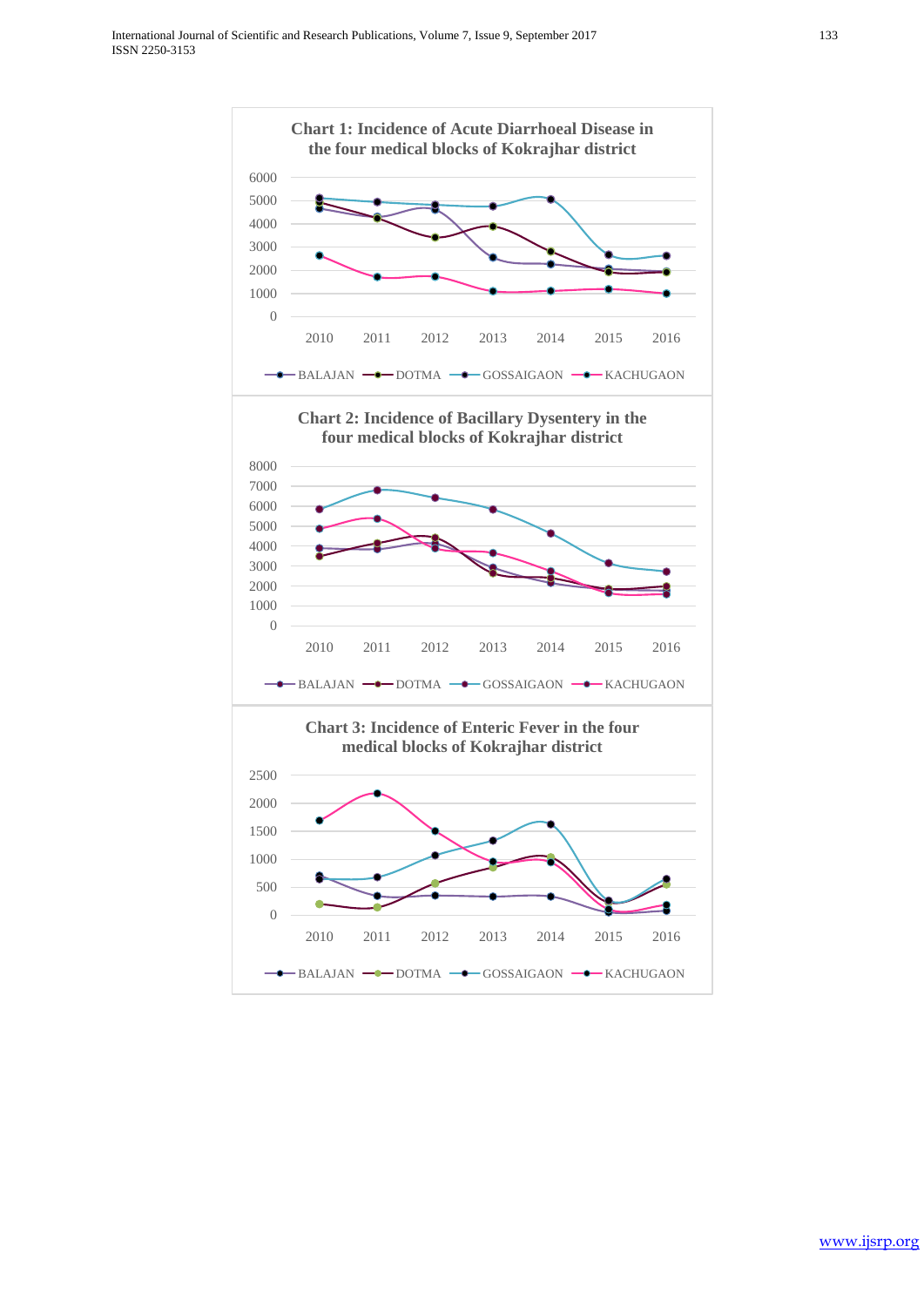**Chart 1: Incidence of Acute Diarrhoeal Disease in the four medical blocks of Kokrajhar district**

6000
5000
4000
3000
2000
1000
0

2010 2011 2012 2013 2014 2015 2016

BALAJAN DOTMA GOSSAIGAON KACHUGAON

**Chart 2: Incidence of Bacillary Dysentery in the four medical blocks of Kokrajhar district**

8000
7000
6000
5000
4000
3000
2000
1000
0

2010 2011 2012 2013 2014 2015 2016

BALAJAN DOTMA GOSSAIGAON KACHUGAON

**Chart 3: Incidence of Enteric Fever in the four medical blocks of Kokrajhar district**

2500
2000
1500
1000
500
0

2010 2011 2012 2013 2014 2015 2016

BALAJAN DOTMA GOSSAIGAON KACHUGAON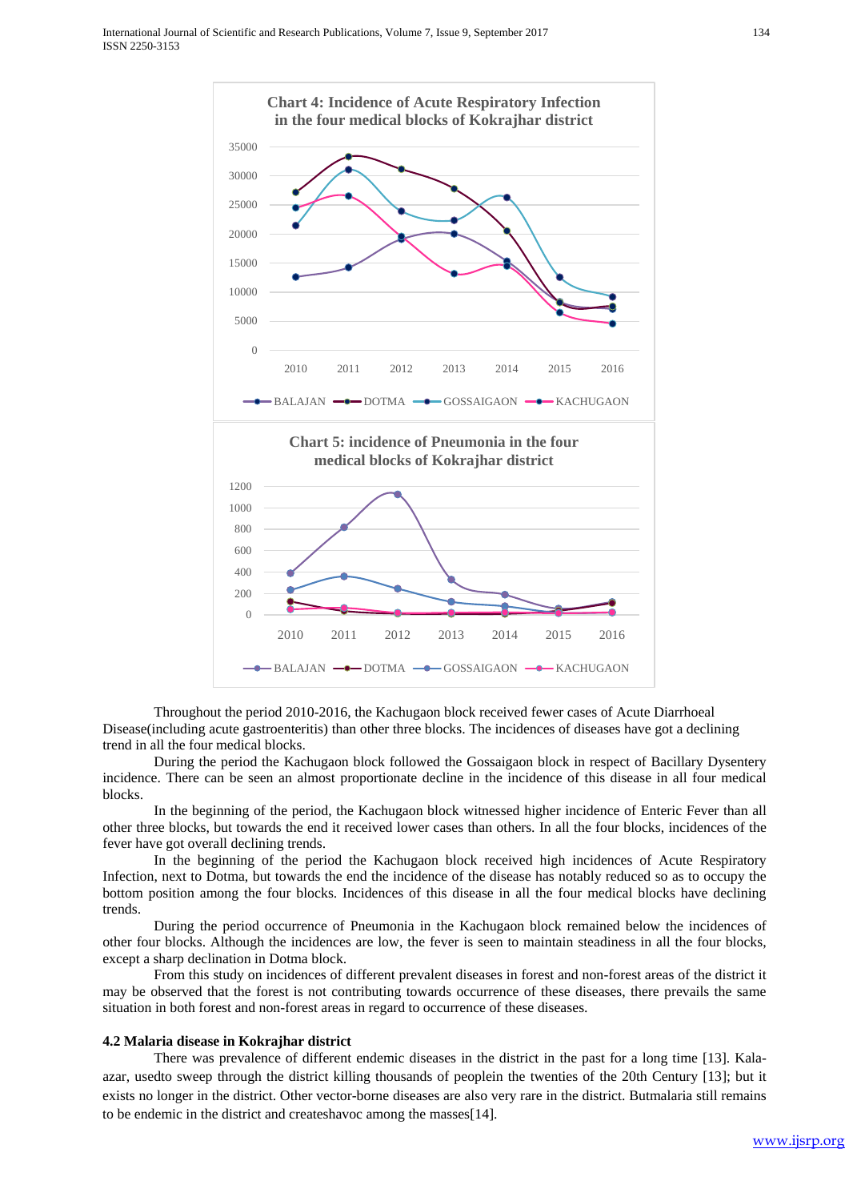Chart 4: Incidence of Acute Respiratory Infection in the four medical blocks of Kokrajhar district

35000
30000
25000
20000
15000
10000
5000
0

2010 2011 2012 2013 2014 2015 2016

BALAJAN DOTMA GOSSAIGAON KACHUGAON

Chart 5: incidence of Pneumonia in the four medical blocks of Kokrajhar district

1200
1000
800
600
400
200
0

2010 2011 2012 2013 2014 2015 2016

BALAJAN DOTMA GOSSAIGAON KACHUGAON

Throughout the period 2010-2016, the Kachugaon block received fewer cases of Acute Diarrhoeal Disease(including acute gastroenteritis) than other three blocks. The incidences of diseases have got a declining trend in all the four medical blocks.

During the period the Kachugaon block followed the Gossaigaon block in respect of Bacillary Dysentery incidence. There can be seen an almost proportionate decline in the incidence of this disease in all four medical blocks.

In the beginning of the period, the Kachugaon block witnessed higher incidence of Enteric Fever than all other three blocks, but towards the end it received lower cases than others. In all the four blocks, incidences of the fever have got overall declining trends.

In the beginning of the period the Kachugaon block received high incidences of Acute Respiratory Infection, next to Dotma, but towards the end the incidence of the disease has notably reduced so as to occupy the bottom position among the four blocks. Incidences of this disease in all the four medical blocks have declining trends.

During the period occurrence of Pneumonia in the Kachugaon block remained below the incidences of other four blocks. Although the incidences are low, the fever is seen to maintain steadiness in all the four blocks, except a sharp declination in Dotma block.

From this study on incidences of different prevalent diseases in forest and non-forest areas of the district it may be observed that the forest is not contributing towards occurrence of these diseases, there prevails the same situation in both forest and non-forest areas in regard to occurrence of these diseases.

### 4.2 Malaria disease in Kokrajhar district

There was prevalence of different endemic diseases in the district in the past for a long time [13]. Kala-azar, usedto sweep through the district killing thousands of peoplein the twenties of the 20th Century [13]; but it exists no longer in the district. Other vector-borne diseases are also very rare in the district. Butmalaria still remains to be endemic in the district and createshavoc among the masses[14].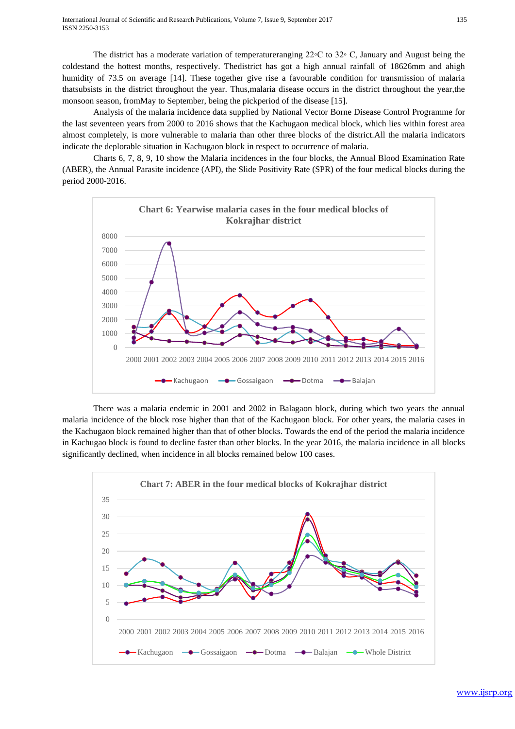The district has a moderate variation of temperatureranging 22◦C to 32◦ C, January and August being the coldestand the hottest months, respectively. Thedistrict has got a high annual rainfall of 18626mm and ahigh humidity of 73.5 on average [14]. These together give rise a favourable condition for transmission of malaria thatsubsists in the district throughout the year. Thus,malaria disease occurs in the district throughout the year,the monsoon season, fromMay to September, being the pickperiod of the disease [15].

Analysis of the malaria incidence data supplied by National Vector Borne Disease Control Programme for the last seventeen years from 2000 to 2016 shows that the Kachugaon medical block, which lies within forest area almost completely, is more vulnerable to malaria than other three blocks of the district.All the malaria indicators indicate the deplorable situation in Kachugaon block in respect to occurrence of malaria.

Charts 6, 7, 8, 9, 10 show the Malaria incidences in the four blocks, the Annual Blood Examination Rate (ABER), the Annual Parasite incidence (API), the Slide Positivity Rate (SPR) of the four medical blocks during the period 2000-2016.

Chart 6: Yearwise malaria cases in the four medical blocks of Kokrajhar district

8000
7000
6000
5000
4000
3000
2000
1000
0

2000 2001 2002 2003 2004 2005 2006 2007 2008 2009 2010 2011 2012 2013 2014 2015 2016

Kachugaon, Gossaigaon, Dotma, Balajan

There was a malaria endemic in 2001 and 2002 in Balagaon block, during which two years the annual malaria incidence of the block rose higher than that of the Kachugaon block. For other years, the malaria cases in the Kachugaon block remained higher than that of other blocks. Towards the end of the period the malaria incidence in Kachugao block is found to decline faster than other blocks. In the year 2016, the malaria incidence in all blocks significantly declined, when incidence in all blocks remained below 100 cases.

Chart 7: ABER in the four medical blocks of Kokrajhar district

35
30
25
20
15
10
5
0

2000 2001 2002 2003 2004 2005 2006 2007 2008 2009 2010 2011 2012 2013 2014 2015 2016

Kachugaon, Gossaigaon, Dotma, Balajan, Whole District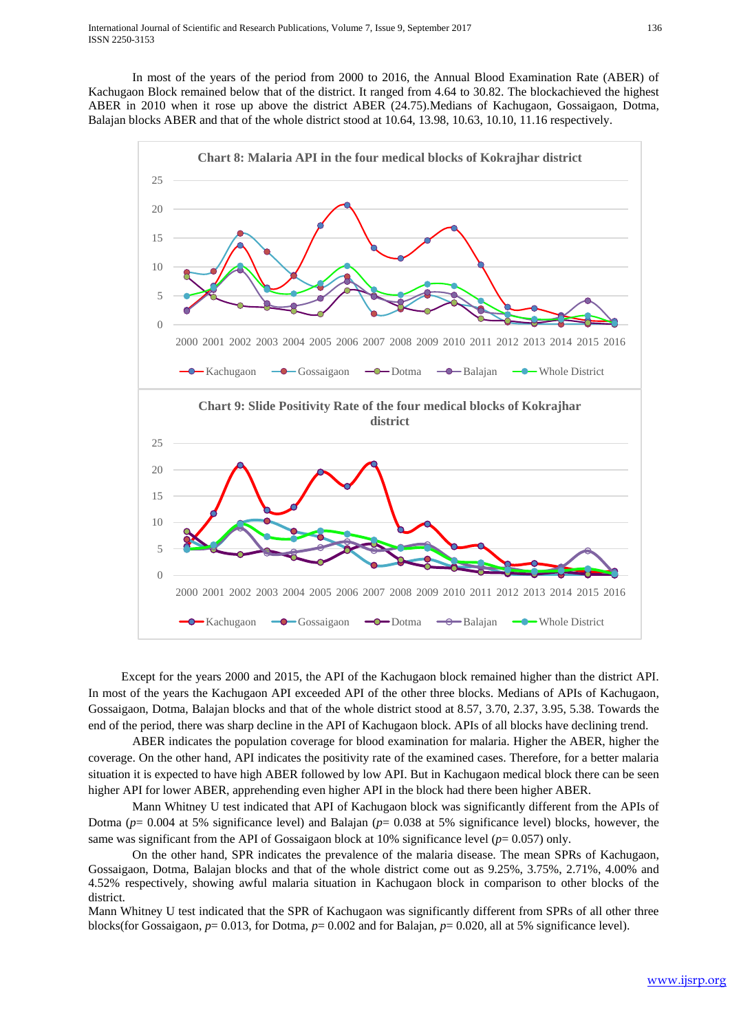In most of the years of the period from 2000 to 2016, the Annual Blood Examination Rate (ABER) of Kachugaon Block remained below that of the district. It ranged from 4.64 to 30.82. The blockachieved the highest ABER in 2010 when it rose up above the district ABER (24.75).Medians of Kachugaon, Gossaigaon, Dotma, Balajan blocks ABER and that of the whole district stood at 10.64, 13.98, 10.63, 10.10, 11.16 respectively.

**Chart 8: Malaria API in the four medical blocks of Kokrajhar district**

25
20
15
10
5
0

2000 2001 2002 2003 2004 2005 2006 2007 2008 2009 2010 2011 2012 2013 2014 2015 2016

Kachugaon, Gossaigaon, Dotma, Balajan, Whole District

**Chart 9: Slide Positivity Rate of the four medical blocks of Kokrajhar district**

25
20
15
10
5
0

2000 2001 2002 2003 2004 2005 2006 2007 2008 2009 2010 2011 2012 2013 2014 2015 2016

Kachugaon, Gossaigaon, Dotma, Balajan, Whole District

Except for the years 2000 and 2015, the API of the Kachugaon block remained higher than the district API. In most of the years the Kachugaon API exceeded API of the other three blocks. Medians of APIs of Kachugaon, Gossaigaon, Dotma, Balajan blocks and that of the whole district stood at 8.57, 3.70, 2.37, 3.95, 5.38. Towards the end of the period, there was sharp decline in the API of Kachugaon block. APIs of all blocks have declining trend.

ABER indicates the population coverage for blood examination for malaria. Higher the ABER, higher the coverage. On the other hand, API indicates the positivity rate of the examined cases. Therefore, for a better malaria situation it is expected to have high ABER followed by low API. But in Kachugaon medical block there can be seen higher API for lower ABER, apprehending even higher API in the block had there been higher ABER.

Mann Whitney U test indicated that API of Kachugaon block was significantly different from the APIs of Dotma ($p$= 0.004 at 5% significance level) and Balajan ($p$= 0.038 at 5% significance level) blocks, however, the same was significant from the API of Gossaigaon block at 10% significance level ($p$= 0.057) only.

On the other hand, SPR indicates the prevalence of the malaria disease. The mean SPRs of Kachugaon, Gossaigaon, Dotma, Balajan blocks and that of the whole district come out as 9.25%, 3.75%, 2.71%, 4.00% and 4.52% respectively, showing awful malaria situation in Kachugaon block in comparison to other blocks of the district.

Mann Whitney U test indicated that the SPR of Kachugaon was significantly different from SPRs of all other three blocks(for Gossaigaon, $p$= 0.013, for Dotma, $p$= 0.002 and for Balajan, $p$= 0.020, all at 5% significance level).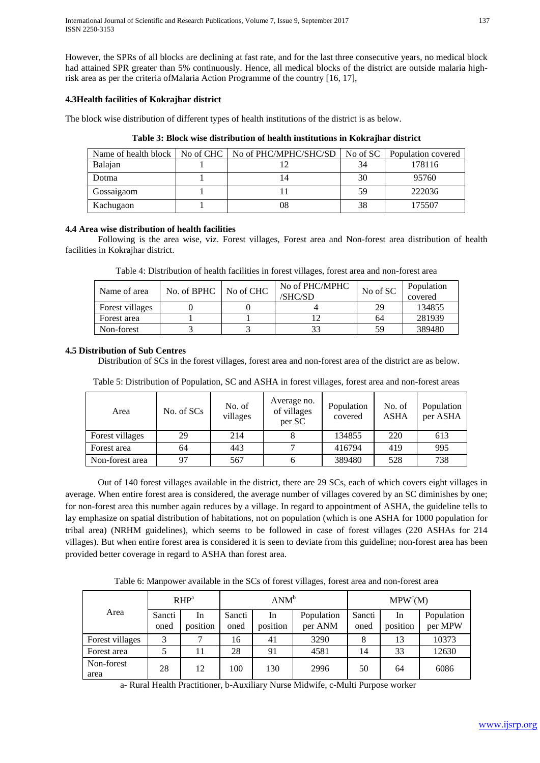However, the SPRs of all blocks are declining at fast rate, and for the last three consecutive years, no medical block had attained SPR greater than 5% continuously. Hence, all medical blocks of the district are outside malaria high-risk area as per the criteria ofMalaria Action Programme of the country [16, 17],

### 4.3Health facilities of Kokrajhar district

The block wise distribution of different types of health institutions of the district is as below.

**Table 3: Block wise distribution of health institutions in Kokrajhar district**

| Name of health block | No of CHC | No of PHC/MPHC/SHC/SD | No of SC | Population covered |
|---|---|---|---|---|
| Balajan | 1 | 12 | 34 | 178116 |
| Dotma | 1 | 14 | 30 | 95760 |
| Gossaigaom | 1 | 11 | 59 | 222036 |
| Kachugaon | 1 | 08 | 38 | 175507 |

### 4.4 Area wise distribution of health facilities

Following is the area wise, viz. Forest villages, Forest area and Non-forest area distribution of health facilities in Kokrajhar district.

Table 4: Distribution of health facilities in forest villages, forest area and non-forest area

| Name of area | No. of BPHC | No of CHC | No of PHC/MPHC /SHC/SD | No of SC | Population covered |
|---|---|---|---|---|---|
| Forest villages | 0 | 0 | 4 | 29 | 134855 |
| Forest area | 1 | 1 | 12 | 64 | 281939 |
| Non-forest | 3 | 3 | 33 | 59 | 389480 |

### 4.5 Distribution of Sub Centres

Distribution of SCs in the forest villages, forest area and non-forest area of the district are as below.

Table 5: Distribution of Population, SC and ASHA in forest villages, forest area and non-forest areas

| Area | No. of SCs | No. of villages | Average no. of villages per SC | Population covered | No. of ASHA | Population per ASHA |
|---|---|---|---|---|---|---|
| Forest villages | 29 | 214 | 8 | 134855 | 220 | 613 |
| Forest area | 64 | 443 | 7 | 416794 | 419 | 995 |
| Non-forest area | 97 | 567 | 6 | 389480 | 528 | 738 |

Out of 140 forest villages available in the district, there are 29 SCs, each of which covers eight villages in average. When entire forest area is considered, the average number of villages covered by an SC diminishes by one; for non-forest area this number again reduces by a village. In regard to appointment of ASHA, the guideline tells to lay emphasize on spatial distribution of habitations, not on population (which is one ASHA for 1000 population for tribal area) (NRHM guidelines), which seems to be followed in case of forest villages (220 ASHAs for 214 villages). But when entire forest area is considered it is seen to deviate from this guideline; non-forest area has been provided better coverage in regard to ASHA than forest area.

Table 6: Manpower available in the SCs of forest villages, forest area and non-forest area

| Area | RHP[a] | | ANM[b] | | | MPW[c](M) | | |
|---|---|---|---|---|---|---|---|---|
| | Sanctioned | In position | Sanctioned | In position | Population per ANM | Sanctioned | In position | Population per MPW |
| Forest villages | 3 | 7 | 16 | 41 | 3290 | 8 | 13 | 10373 |
| Forest area | 5 | 11 | 28 | 91 | 4581 | 14 | 33 | 12630 |
| Non-forest area | 28 | 12 | 100 | 130 | 2996 | 50 | 64 | 6086 |

a- Rural Health Practitioner, b-Auxiliary Nurse Midwife, c-Multi Purpose worker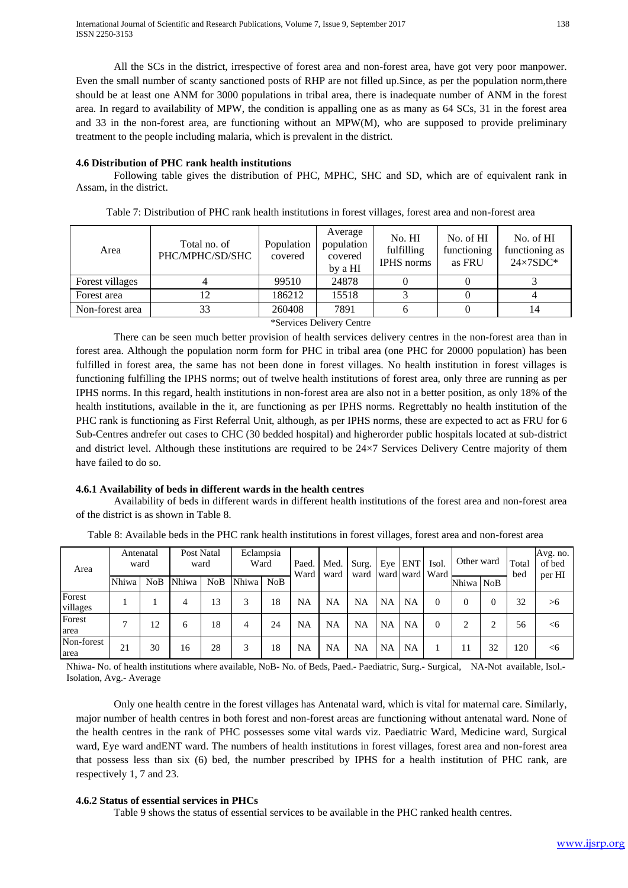All the SCs in the district, irrespective of forest area and non-forest area, have got very poor manpower. Even the small number of scanty sanctioned posts of RHP are not filled up.Since, as per the population norm,there should be at least one ANM for 3000 populations in tribal area, there is inadequate number of ANM in the forest area. In regard to availability of MPW, the condition is appalling one as as many as 64 SCs, 31 in the forest area and 33 in the non-forest area, are functioning without an MPW(M), who are supposed to provide preliminary treatment to the people including malaria, which is prevalent in the district.

#### 4.6 Distribution of PHC rank health institutions

Following table gives the distribution of PHC, MPHC, SHC and SD, which are of equivalent rank in Assam, in the district.

Table 7: Distribution of PHC rank health institutions in forest villages, forest area and non-forest area

| Area | Total no. of PHC/MPHC/SD/SHC | Population covered | Average population covered by a HI | No. HI fulfilling IPHS norms | No. of HI functioning as FRU | No. of HI functioning as 24×7SDC* |
|---|---|---|---|---|---|---|
| Forest villages | 4 | 99510 | 24878 | 0 | 0 | 3 |
| Forest area | 12 | 186212 | 15518 | 3 | 0 | 4 |
| Non-forest area | 33 | 260408 | 7891 | 6 | 0 | 14 |

*Services Delivery Centre

There can be seen much better provision of health services delivery centres in the non-forest area than in forest area. Although the population norm form for PHC in tribal area (one PHC for 20000 population) has been fulfilled in forest area, the same has not been done in forest villages. No health institution in forest villages is functioning fulfilling the IPHS norms; out of twelve health institutions of forest area, only three are running as per IPHS norms. In this regard, health institutions in non-forest area are also not in a better position, as only 18% of the health institutions, available in the it, are functioning as per IPHS norms. Regrettably no health institution of the PHC rank is functioning as First Referral Unit, although, as per IPHS norms, these are expected to act as FRU for 6 Sub-Centres andrefer out cases to CHC (30 bedded hospital) and higherorder public hospitals located at sub-district and district level. Although these institutions are required to be 24×7 Services Delivery Centre majority of them have failed to do so.

#### 4.6.1 Availability of beds in different wards in the health centres

Availability of beds in different wards in different health institutions of the forest area and non-forest area of the district is as shown in Table 8.

Table 8: Available beds in the PHC rank health institutions in forest villages, forest area and non-forest area

| Area | Antenatal ward | | Post Natal ward | | Eclampsia Ward | | Paed. Ward | Med. ward | Surg. ward | Eye ward | ENT ward | Isol. Ward | Other ward | | Total bed | Avg. no. of bed per HI |
|---|---|---|---|---|---|---|---|---|---|---|---|---|---|---|---|---|
| | Nhiwa | NoB | Nhiwa | NoB | Nhiwa | NoB | | | | | | | Nhiwa | NoB | | |
| Forest villages | 1 | 1 | 4 | 13 | 3 | 18 | NA | NA | NA | NA | NA | 0 | 0 | 0 | 32 | >6 |
| Forest area | 7 | 12 | 6 | 18 | 4 | 24 | NA | NA | NA | NA | NA | 0 | 2 | 2 | 56 | <6 |
| Non-forest area | 21 | 30 | 16 | 28 | 3 | 18 | NA | NA | NA | NA | NA | 1 | 11 | 32 | 120 | <6 |

Nhiwa- No. of health institutions where available, NoB- No. of Beds, Paed.- Paediatric, Surg.- Surgical, NA-Not available, Isol.- Isolation, Avg.- Average

Only one health centre in the forest villages has Antenatal ward, which is vital for maternal care. Similarly, major number of health centres in both forest and non-forest areas are functioning without antenatal ward. None of the health centres in the rank of PHC possesses some vital wards viz. Paediatric Ward, Medicine ward, Surgical ward, Eye ward andENT ward. The numbers of health institutions in forest villages, forest area and non-forest area that possess less than six (6) bed, the number prescribed by IPHS for a health institution of PHC rank, are respectively 1, 7 and 23.

#### 4.6.2 Status of essential services in PHCs

Table 9 shows the status of essential services to be available in the PHC ranked health centres.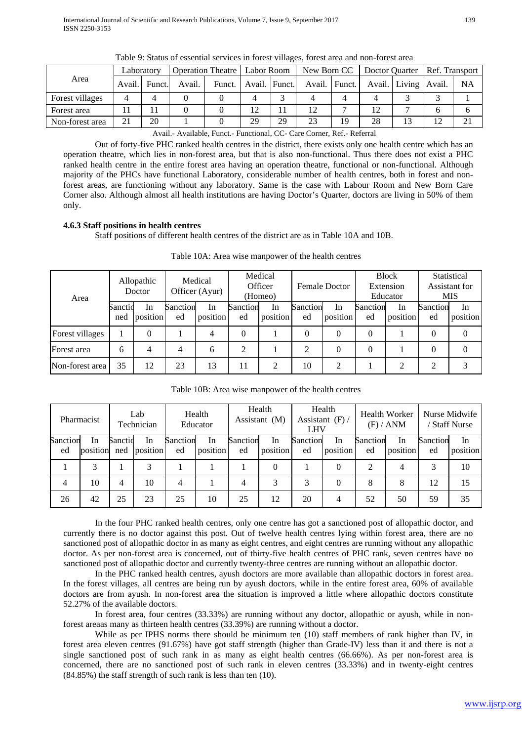Table 9: Status of essential services in forest villages, forest area and non-forest area

| Area | Laboratory | | Operation Theatre | | Labor Room | | New Born CC | | Doctor Quarter | | Ref. Transport | |
|---|---|---|---|---|---|---|---|---|---|---|---|---|
| | Avail. | Funct. | Avail. | Funct. | Avail. | Funct. | Avail. | Funct. | Avail. | Living | Avail. | NA |
| Forest villages | 4 | 4 | 0 | 0 | 4 | 3 | 4 | 4 | 4 | 3 | 3 | 1 |
| Forest area | 11 | 11 | 0 | 0 | 12 | 11 | 12 | 7 | 12 | 7 | 6 | 6 |
| Non-forest area | 21 | 20 | 1 | 0 | 29 | 29 | 23 | 19 | 28 | 13 | 12 | 21 |

Avail.- Available, Funct.- Functional, CC- Care Corner, Ref.- Referral

Out of forty-five PHC ranked health centres in the district, there exists only one health centre which has an operation theatre, which lies in non-forest area, but that is also non-functional. Thus there does not exist a PHC ranked health centre in the entire forest area having an operation theatre, functional or non-functional. Although majority of the PHCs have functional Laboratory, considerable number of health centres, both in forest and non-forest areas, are functioning without any laboratory. Same is the case with Labour Room and New Born Care Corner also. Although almost all health institutions are having Doctor's Quarter, doctors are living in 50% of them only.

#### 4.6.3 Staff positions in health centres

Staff positions of different health centres of the district are as in Table 10A and 10B.

Table 10A: Area wise manpower of the health centres

| Area | Allopathic Doctor | | Medical Officer (Ayur) | | Medical Officer (Homeo) | | Female Doctor | | Block Extension Educator | | Statistical Assistant for MIS | |
|---|---|---|---|---|---|---|---|---|---|---|---|---|
| | Sanctioned | In position | Sanctioned | In position | Sanctioned | In position | Sanctioned | In position | Sanctioned | In position | Sanctioned | In position |
| Forest villages | 1 | 0 | 1 | 4 | 0 | 1 | 0 | 0 | 0 | 1 | 0 | 0 |
| Forest area | 6 | 4 | 4 | 6 | 2 | 1 | 2 | 0 | 0 | 1 | 0 | 0 |
| Non-forest area | 35 | 12 | 23 | 13 | 11 | 2 | 10 | 2 | 1 | 2 | 2 | 3 |

Table 10B: Area wise manpower of the health centres

| Pharmacist | | Lab Technician | | Health Educator | | Health Assistant (M) | | Health Assistant (F) / LHV | | Health Worker (F) / ANM | | Nurse Midwife / Staff Nurse | |
|---|---|---|---|---|---|---|---|---|---|---|---|---|---|
| Sanctioned | In position | Sanctioned | In position | Sanctioned | In position | Sanctioned | In position | Sanctioned | In position | Sanctioned | In position | Sanctioned | In position |
| 1 | 3 | 1 | 3 | 1 | 1 | 1 | 0 | 1 | 0 | 2 | 4 | 3 | 10 |
| 4 | 10 | 4 | 10 | 4 | 1 | 4 | 3 | 3 | 0 | 8 | 8 | 12 | 15 |
| 26 | 42 | 25 | 23 | 25 | 10 | 25 | 12 | 20 | 4 | 52 | 50 | 59 | 35 |

In the four PHC ranked health centres, only one centre has got a sanctioned post of allopathic doctor, and currently there is no doctor against this post. Out of twelve health centres lying within forest area, there are no sanctioned post of allopathic doctor in as many as eight centres, and eight centres are running without any allopathic doctor. As per non-forest area is concerned, out of thirty-five health centres of PHC rank, seven centres have no sanctioned post of allopathic doctor and currently twenty-three centres are running without an allopathic doctor.

In the PHC ranked health centres, ayush doctors are more available than allopathic doctors in forest area. In the forest villages, all centres are being run by ayush doctors, while in the entire forest area, 60% of available doctors are from ayush. In non-forest area the situation is improved a little where allopathic doctors constitute 52.27% of the available doctors.

In forest area, four centres (33.33%) are running without any doctor, allopathic or ayush, while in non-forest areaas many as thirteen health centres (33.39%) are running without a doctor.

While as per IPHS norms there should be minimum ten (10) staff members of rank higher than IV, in forest area eleven centres (91.67%) have got staff strength (higher than Grade-IV) less than it and there is not a single sanctioned post of such rank in as many as eight health centres (66.66%). As per non-forest area is concerned, there are no sanctioned post of such rank in eleven centres (33.33%) and in twenty-eight centres (84.85%) the staff strength of such rank is less than ten (10).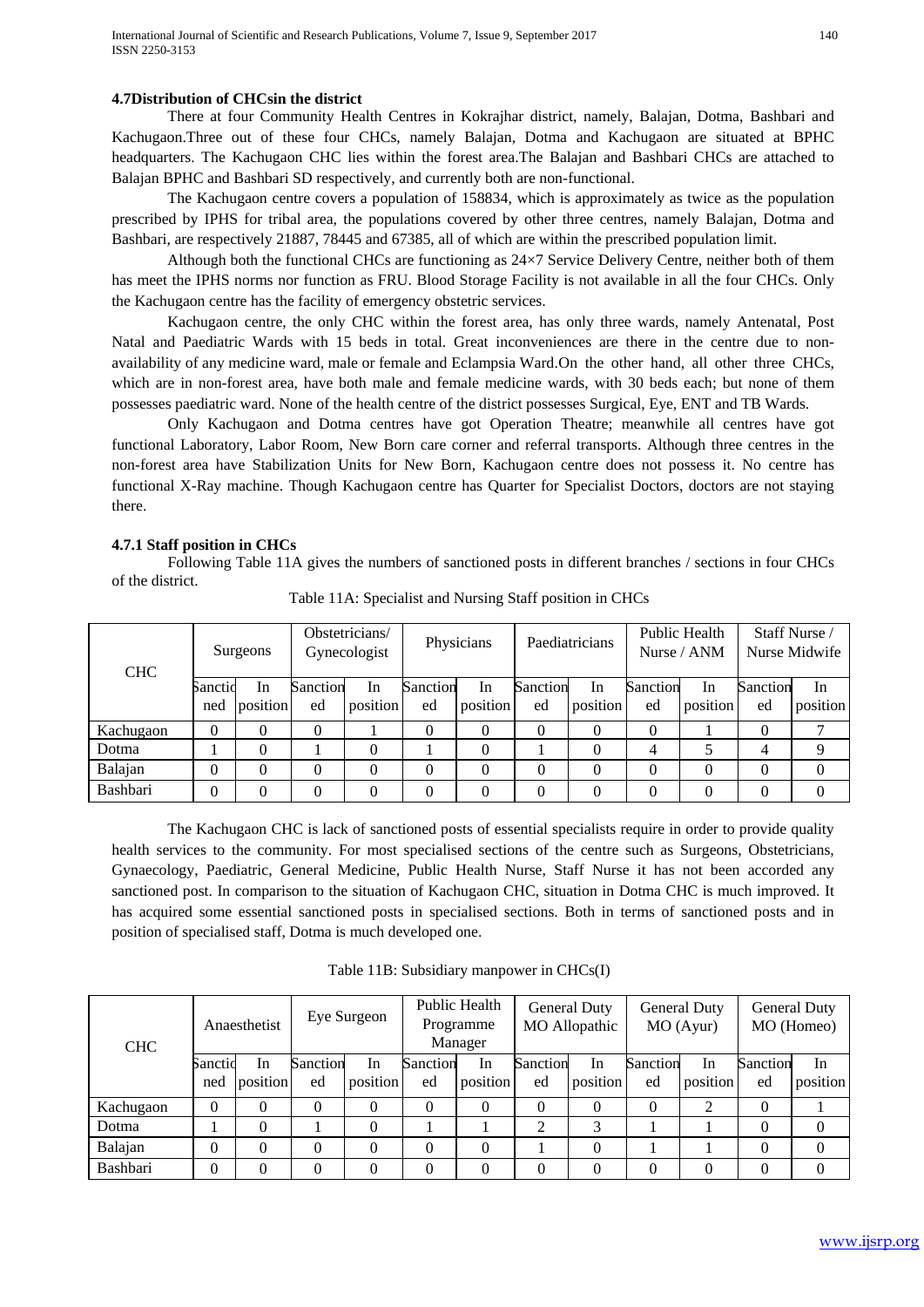**4.7Distribution of CHCsin the district**

There at four Community Health Centres in Kokrajhar district, namely, Balajan, Dotma, Bashbari and Kachugaon.Three out of these four CHCs, namely Balajan, Dotma and Kachugaon are situated at BPHC headquarters. The Kachugaon CHC lies within the forest area.The Balajan and Bashbari CHCs are attached to Balajan BPHC and Bashbari SD respectively, and currently both are non-functional.

The Kachugaon centre covers a population of 158834, which is approximately as twice as the population prescribed by IPHS for tribal area, the populations covered by other three centres, namely Balajan, Dotma and Bashbari, are respectively 21887, 78445 and 67385, all of which are within the prescribed population limit.

Although both the functional CHCs are functioning as 24×7 Service Delivery Centre, neither both of them has meet the IPHS norms nor function as FRU. Blood Storage Facility is not available in all the four CHCs. Only the Kachugaon centre has the facility of emergency obstetric services.

Kachugaon centre, the only CHC within the forest area, has only three wards, namely Antenatal, Post Natal and Paediatric Wards with 15 beds in total. Great inconveniences are there in the centre due to non-availability of any medicine ward, male or female and Eclampsia Ward.On the other hand, all other three CHCs, which are in non-forest area, have both male and female medicine wards, with 30 beds each; but none of them possesses paediatric ward. None of the health centre of the district possesses Surgical, Eye, ENT and TB Wards.

Only Kachugaon and Dotma centres have got Operation Theatre; meanwhile all centres have got functional Laboratory, Labor Room, New Born care corner and referral transports. Although three centres in the non-forest area have Stabilization Units for New Born, Kachugaon centre does not possess it. No centre has functional X-Ray machine. Though Kachugaon centre has Quarter for Specialist Doctors, doctors are not staying there.

**4.7.1 Staff position in CHCs**

Following Table 11A gives the numbers of sanctioned posts in different branches / sections in four CHCs of the district.

Table 11A: Specialist and Nursing Staff position in CHCs

| CHC | Surgeons | | Obstetricians/ Gynecologist | | Physicians | | Paediatricians | | Public Health Nurse / ANM | | Staff Nurse / Nurse Midwife | |
|---|---|---|---|---|---|---|---|---|---|---|---|---|
| | Sanctioned | In position | Sanctioned | In position | Sanctioned | In position | Sanctioned | In position | Sanctioned | In position | Sanctioned | In position |
| Kachugaon | 0 | 0 | 0 | 1 | 0 | 0 | 0 | 0 | 0 | 1 | 0 | 7 |
| Dotma | 1 | 0 | 1 | 0 | 1 | 0 | 1 | 0 | 4 | 5 | 4 | 9 |
| Balajan | 0 | 0 | 0 | 0 | 0 | 0 | 0 | 0 | 0 | 0 | 0 | 0 |
| Bashbari | 0 | 0 | 0 | 0 | 0 | 0 | 0 | 0 | 0 | 0 | 0 | 0 |

The Kachugaon CHC is lack of sanctioned posts of essential specialists require in order to provide quality health services to the community. For most specialised sections of the centre such as Surgeons, Obstetricians, Gynaecology, Paediatric, General Medicine, Public Health Nurse, Staff Nurse it has not been accorded any sanctioned post. In comparison to the situation of Kachugaon CHC, situation in Dotma CHC is much improved. It has acquired some essential sanctioned posts in specialised sections. Both in terms of sanctioned posts and in position of specialised staff, Dotma is much developed one.

Table 11B: Subsidiary manpower in CHCs(I)

| CHC | Anaesthetist | | Eye Surgeon | | Public Health Programme Manager | | General Duty MO Allopathic | | General Duty MO (Ayur) | | General Duty MO (Homeo) | |
|---|---|---|---|---|---|---|---|---|---|---|---|---|
| | Sanctioned | In position | Sanctioned | In position | Sanctioned | In position | Sanctioned | In position | Sanctioned | In position | Sanctioned | In position |
| Kachugaon | 0 | 0 | 0 | 0 | 0 | 0 | 0 | 0 | 0 | 2 | 0 | 1 |
| Dotma | 1 | 0 | 1 | 0 | 1 | 1 | 2 | 3 | 1 | 1 | 0 | 0 |
| Balajan | 0 | 0 | 0 | 0 | 0 | 0 | 1 | 0 | 1 | 1 | 0 | 0 |
| Bashbari | 0 | 0 | 0 | 0 | 0 | 0 | 0 | 0 | 0 | 0 | 0 | 0 |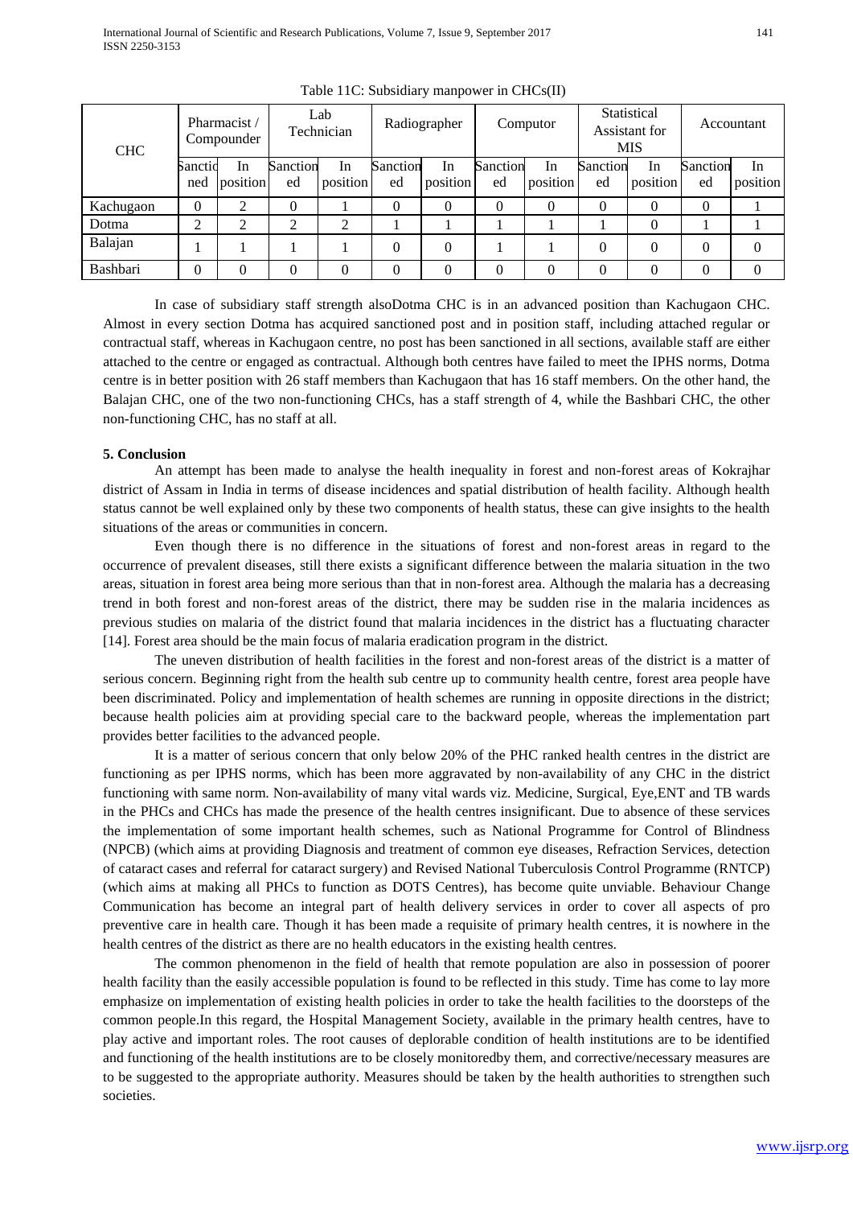Table 11C: Subsidiary manpower in CHCs(II)

| CHC | Pharmacist / Compounder | | Lab Technician | | Radiographer | | Computor | | Statistical Assistant for MIS | | Accountant | |
|---|---|---|---|---|---|---|---|---|---|---|---|---|
| | Sanctioned | In position | Sanctioned | In position | Sanctioned | In position | Sanctioned | In position | Sanctioned | In position | Sanctioned | In position |
| Kachugaon | 0 | 2 | 0 | 1 | 0 | 0 | 0 | 0 | 0 | 0 | 0 | 1 |
| Dotma | 2 | 2 | 2 | 2 | 1 | 1 | 1 | 1 | 1 | 0 | 1 | 1 |
| Balajan | 1 | 1 | 1 | 1 | 0 | 0 | 1 | 1 | 0 | 0 | 0 | 0 |
| Bashbari | 0 | 0 | 0 | 0 | 0 | 0 | 0 | 0 | 0 | 0 | 0 | 0 |

In case of subsidiary staff strength alsoDotma CHC is in an advanced position than Kachugaon CHC. Almost in every section Dotma has acquired sanctioned post and in position staff, including attached regular or contractual staff, whereas in Kachugaon centre, no post has been sanctioned in all sections, available staff are either attached to the centre or engaged as contractual. Although both centres have failed to meet the IPHS norms, Dotma centre is in better position with 26 staff members than Kachugaon that has 16 staff members. On the other hand, the Balajan CHC, one of the two non-functioning CHCs, has a staff strength of 4, while the Bashbari CHC, the other non-functioning CHC, has no staff at all.

## 5. Conclusion

An attempt has been made to analyse the health inequality in forest and non-forest areas of Kokrajhar district of Assam in India in terms of disease incidences and spatial distribution of health facility. Although health status cannot be well explained only by these two components of health status, these can give insights to the health situations of the areas or communities in concern.

Even though there is no difference in the situations of forest and non-forest areas in regard to the occurrence of prevalent diseases, still there exists a significant difference between the malaria situation in the two areas, situation in forest area being more serious than that in non-forest area. Although the malaria has a decreasing trend in both forest and non-forest areas of the district, there may be sudden rise in the malaria incidences as previous studies on malaria of the district found that malaria incidences in the district has a fluctuating character [14]. Forest area should be the main focus of malaria eradication program in the district.

The uneven distribution of health facilities in the forest and non-forest areas of the district is a matter of serious concern. Beginning right from the health sub centre up to community health centre, forest area people have been discriminated. Policy and implementation of health schemes are running in opposite directions in the district; because health policies aim at providing special care to the backward people, whereas the implementation part provides better facilities to the advanced people.

It is a matter of serious concern that only below 20% of the PHC ranked health centres in the district are functioning as per IPHS norms, which has been more aggravated by non-availability of any CHC in the district functioning with same norm. Non-availability of many vital wards viz. Medicine, Surgical, Eye,ENT and TB wards in the PHCs and CHCs has made the presence of the health centres insignificant. Due to absence of these services the implementation of some important health schemes, such as National Programme for Control of Blindness (NPCB) (which aims at providing Diagnosis and treatment of common eye diseases, Refraction Services, detection of cataract cases and referral for cataract surgery) and Revised National Tuberculosis Control Programme (RNTCP) (which aims at making all PHCs to function as DOTS Centres), has become quite unviable. Behaviour Change Communication has become an integral part of health delivery services in order to cover all aspects of pro preventive care in health care. Though it has been made a requisite of primary health centres, it is nowhere in the health centres of the district as there are no health educators in the existing health centres.

The common phenomenon in the field of health that remote population are also in possession of poorer health facility than the easily accessible population is found to be reflected in this study. Time has come to lay more emphasize on implementation of existing health policies in order to take the health facilities to the doorsteps of the common people.In this regard, the Hospital Management Society, available in the primary health centres, have to play active and important roles. The root causes of deplorable condition of health institutions are to be identified and functioning of the health institutions are to be closely monitoredby them, and corrective/necessary measures are to be suggested to the appropriate authority. Measures should be taken by the health authorities to strengthen such societies.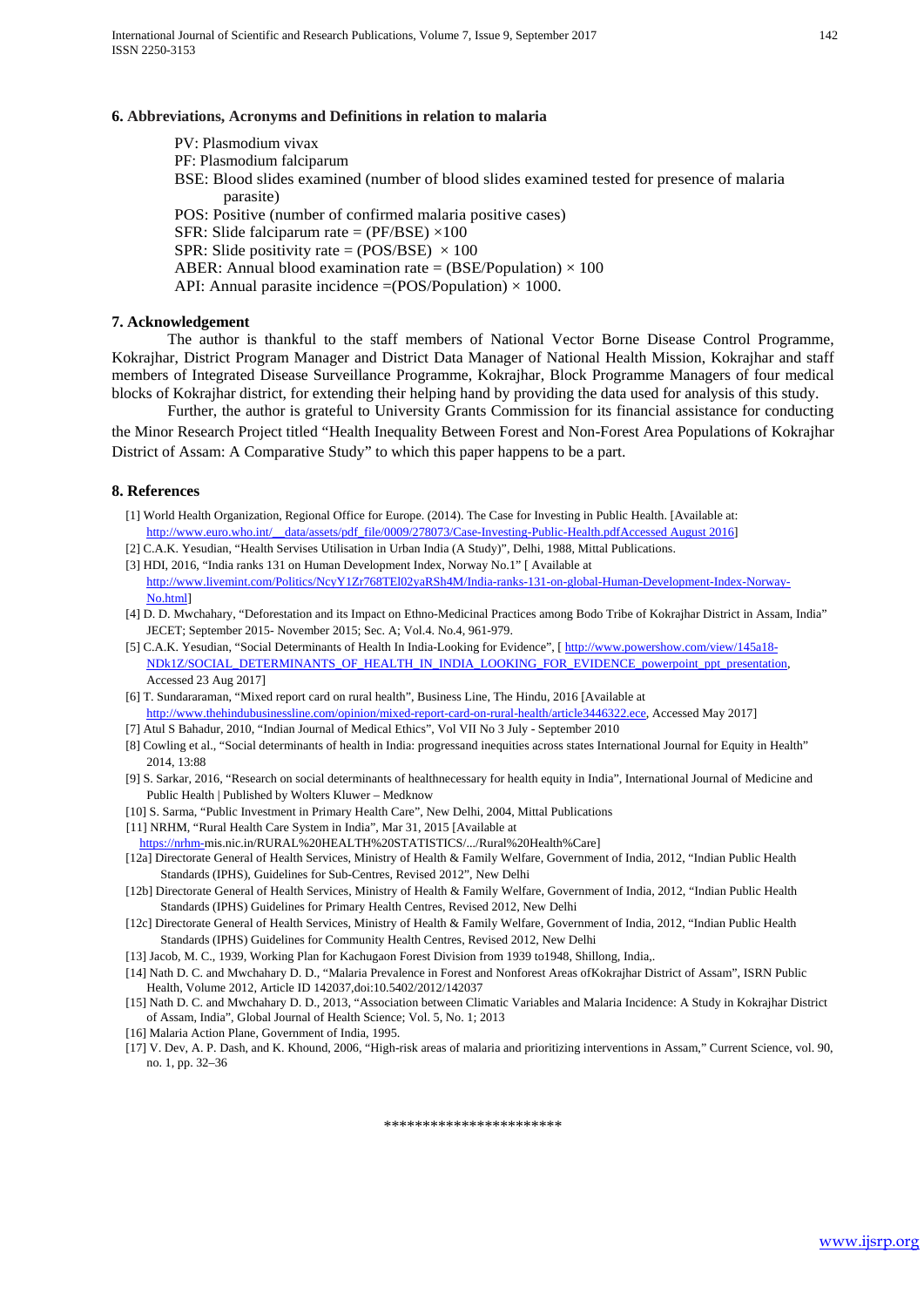### 6. Abbreviations, Acronyms and Definitions in relation to malaria

PV: Plasmodium vivax
PF: Plasmodium falciparum
BSE: Blood slides examined (number of blood slides examined tested for presence of malaria parasite)
POS: Positive (number of confirmed malaria positive cases)
SFR: Slide falciparum rate = $(PF/BSE) \times 100$
SPR: Slide positivity rate = $(POS/BSE) \times 100$
ABER: Annual blood examination rate = $(BSE/Population) \times 100$
API: Annual parasite incidence = $(POS/Population) \times 1000$.

### 7. Acknowledgement

The author is thankful to the staff members of National Vector Borne Disease Control Programme, Kokrajhar, District Program Manager and District Data Manager of National Health Mission, Kokrajhar and staff members of Integrated Disease Surveillance Programme, Kokrajhar, Block Programme Managers of four medical blocks of Kokrajhar district, for extending their helping hand by providing the data used for analysis of this study.

Further, the author is grateful to University Grants Commission for its financial assistance for conducting the Minor Research Project titled "Health Inequality Between Forest and Non-Forest Area Populations of Kokrajhar District of Assam: A Comparative Study" to which this paper happens to be a part.

### 8. References

[1] World Health Organization, Regional Office for Europe. (2014). The Case for Investing in Public Health. [Available at: http://www.euro.who.int/__data/assets/pdf_file/0009/278073/Case-Investing-Public-Health.pdfAccessed August 2016]

[2] C.A.K. Yesudian, "Health Servises Utilisation in Urban India (A Study)", Delhi, 1988, Mittal Publications.

[3] HDI, 2016, "India ranks 131 on Human Development Index, Norway No.1" [ Available at http://www.livemint.com/Politics/NcyY1Zr768TEl02yaRSh4M/India-ranks-131-on-global-Human-Development-Index-Norway-No.html]

[4] D. D. Mwchahary, "Deforestation and its Impact on Ethno-Medicinal Practices among Bodo Tribe of Kokrajhar District in Assam, India" JECET; September 2015- November 2015; Sec. A; Vol.4. No.4, 961-979.

[5] C.A.K. Yesudian, "Social Determinants of Health In India-Looking for Evidence", [ http://www.powershow.com/view/145a18-NDk1Z/SOCIAL_DETERMINANTS_OF_HEALTH_IN_INDIA_LOOKING_FOR_EVIDENCE_powerpoint_ppt_presentation, Accessed 23 Aug 2017]

[6] T. Sundararaman, "Mixed report card on rural health", Business Line, The Hindu, 2016 [Available at http://www.thehindubusinessline.com/opinion/mixed-report-card-on-rural-health/article3446322.ece, Accessed May 2017]

[7] Atul S Bahadur, 2010, "Indian Journal of Medical Ethics", Vol VII No 3 July - September 2010

[8] Cowling et al., "Social determinants of health in India: progressand inequities across states International Journal for Equity in Health" 2014, 13:88

[9] S. Sarkar, 2016, "Research on social determinants of healthnecessary for health equity in India", International Journal of Medicine and Public Health | Published by Wolters Kluwer – Medknow

[10] S. Sarma, "Public Investment in Primary Health Care", New Delhi, 2004, Mittal Publications

[11] NRHM, "Rural Health Care System in India", Mar 31, 2015 [Available at https://nrhm-mis.nic.in/RURAL%20HEALTH%20STATISTICS/.../Rural%20Health%Care]

[12a] Directorate General of Health Services, Ministry of Health & Family Welfare, Government of India, 2012, "Indian Public Health Standards (IPHS), Guidelines for Sub-Centres, Revised 2012", New Delhi

[12b] Directorate General of Health Services, Ministry of Health & Family Welfare, Government of India, 2012, "Indian Public Health Standards (IPHS) Guidelines for Primary Health Centres, Revised 2012, New Delhi

[12c] Directorate General of Health Services, Ministry of Health & Family Welfare, Government of India, 2012, "Indian Public Health Standards (IPHS) Guidelines for Community Health Centres, Revised 2012, New Delhi

[13] Jacob, M. C., 1939, Working Plan for Kachugaon Forest Division from 1939 to1948, Shillong, India,.

[14] Nath D. C. and Mwchahary D. D., "Malaria Prevalence in Forest and Nonforest Areas ofKokrajhar District of Assam", ISRN Public Health, Volume 2012, Article ID 142037,doi:10.5402/2012/142037

[15] Nath D. C. and Mwchahary D. D., 2013, "Association between Climatic Variables and Malaria Incidence: A Study in Kokrajhar District of Assam, India", Global Journal of Health Science; Vol. 5, No. 1; 2013

[16] Malaria Action Plane, Government of India, 1995.

[17] V. Dev, A. P. Dash, and K. Khound, 2006, "High-risk areas of malaria and prioritizing interventions in Assam," Current Science, vol. 90, no. 1, pp. 32–36

***********************